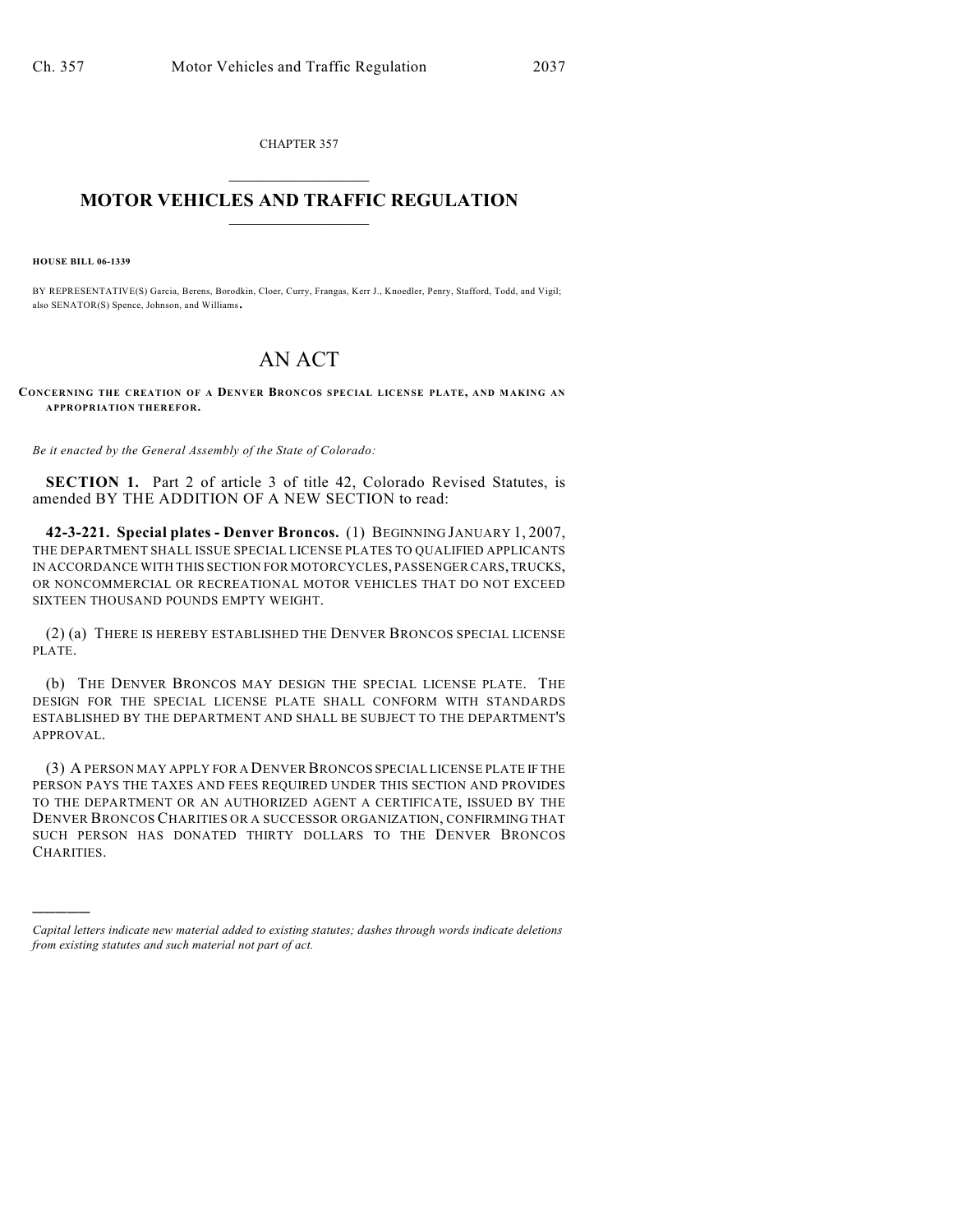CHAPTER 357

# MOTOR VEHICLES AND TRAFFIC REGULATION

**HOUSE BILL 06-1339**

BY REPRESENTATIVE(S) Garcia, Berens, Borodkin, Cloer, Curry, Frangas, Kerr J., Knoedler, Penry, Stafford, Todd, and Vigil; also SENATOR(S) Spence, Johnson, and Williams.

# AN ACT

**CONCERNING THE CREATION OF A DENVER BRONCOS SPECIAL LICENSE PLATE, AND MAKING AN APPROPRIATION THEREFOR.**

*Be it enacted by the General Assembly of the State of Colorado:*

**SECTION 1.** Part 2 of article 3 of title 42, Colorado Revised Statutes, is amended BY THE ADDITION OF A NEW SECTION to read:

**42-3-221. Special plates - Denver Broncos.** (1) BEGINNING JANUARY 1, 2007, THE DEPARTMENT SHALL ISSUE SPECIAL LICENSE PLATES TO QUALIFIED APPLICANTS IN ACCORDANCE WITH THIS SECTION FOR MOTORCYCLES, PASSENGER CARS, TRUCKS, OR NONCOMMERCIAL OR RECREATIONAL MOTOR VEHICLES THAT DO NOT EXCEED SIXTEEN THOUSAND POUNDS EMPTY WEIGHT.

(2) (a) THERE IS HEREBY ESTABLISHED THE DENVER BRONCOS SPECIAL LICENSE PLATE.

(b) THE DENVER BRONCOS MAY DESIGN THE SPECIAL LICENSE PLATE. THE DESIGN FOR THE SPECIAL LICENSE PLATE SHALL CONFORM WITH STANDARDS ESTABLISHED BY THE DEPARTMENT AND SHALL BE SUBJECT TO THE DEPARTMENT'S APPROVAL.

(3) A PERSON MAY APPLY FOR A DENVER BRONCOS SPECIAL LICENSE PLATE IF THE PERSON PAYS THE TAXES AND FEES REQUIRED UNDER THIS SECTION AND PROVIDES TO THE DEPARTMENT OR AN AUTHORIZED AGENT A CERTIFICATE, ISSUED BY THE DENVER BRONCOS CHARITIES OR A SUCCESSOR ORGANIZATION, CONFIRMING THAT SUCH PERSON HAS DONATED THIRTY DOLLARS TO THE DENVER BRONCOS CHARITIES.

---

*Capital letters indicate new material added to existing statutes; dashes through words indicate deletions from existing statutes and such material not part of act.*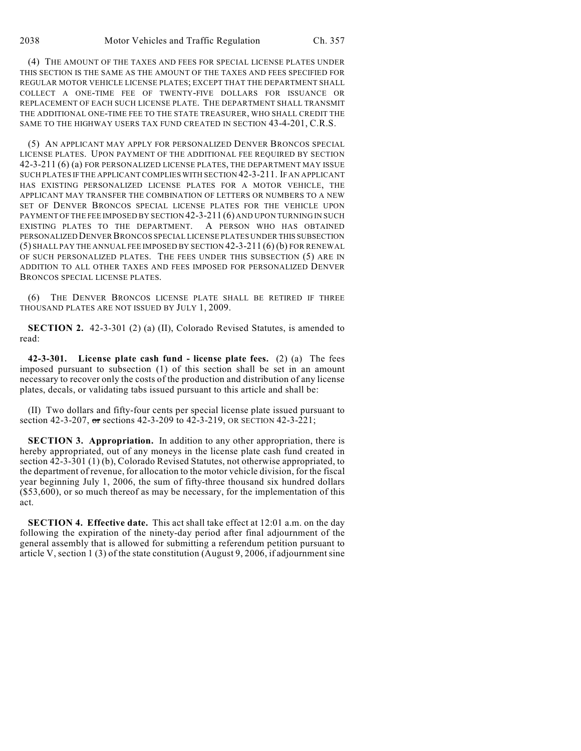(4) THE AMOUNT OF THE TAXES AND FEES FOR SPECIAL LICENSE PLATES UNDER THIS SECTION IS THE SAME AS THE AMOUNT OF THE TAXES AND FEES SPECIFIED FOR REGULAR MOTOR VEHICLE LICENSE PLATES; EXCEPT THAT THE DEPARTMENT SHALL COLLECT A ONE-TIME FEE OF TWENTY-FIVE DOLLARS FOR ISSUANCE OR REPLACEMENT OF EACH SUCH LICENSE PLATE. THE DEPARTMENT SHALL TRANSMIT THE ADDITIONAL ONE-TIME FEE TO THE STATE TREASURER, WHO SHALL CREDIT THE SAME TO THE HIGHWAY USERS TAX FUND CREATED IN SECTION 43-4-201, C.R.S.

(5) AN APPLICANT MAY APPLY FOR PERSONALIZED DENVER BRONCOS SPECIAL LICENSE PLATES. UPON PAYMENT OF THE ADDITIONAL FEE REQUIRED BY SECTION 42-3-211 (6) (a) FOR PERSONALIZED LICENSE PLATES, THE DEPARTMENT MAY ISSUE SUCH PLATES IF THE APPLICANT COMPLIES WITH SECTION 42-3-211. IF AN APPLICANT HAS EXISTING PERSONALIZED LICENSE PLATES FOR A MOTOR VEHICLE, THE APPLICANT MAY TRANSFER THE COMBINATION OF LETTERS OR NUMBERS TO A NEW SET OF DENVER BRONCOS SPECIAL LICENSE PLATES FOR THE VEHICLE UPON PAYMENT OF THE FEE IMPOSED BY SECTION 42-3-211 (6) AND UPON TURNING IN SUCH EXISTING PLATES TO THE DEPARTMENT. A PERSON WHO HAS OBTAINED PERSONALIZED DENVER BRONCOS SPECIAL LICENSE PLATES UNDER THIS SUBSECTION (5) SHALL PAY THE ANNUAL FEE IMPOSED BY SECTION 42-3-211 (6) (b) FOR RENEWAL OF SUCH PERSONALIZED PLATES. THE FEES UNDER THIS SUBSECTION (5) ARE IN ADDITION TO ALL OTHER TAXES AND FEES IMPOSED FOR PERSONALIZED DENVER BRONCOS SPECIAL LICENSE PLATES.

(6) THE DENVER BRONCOS LICENSE PLATE SHALL BE RETIRED IF THREE THOUSAND PLATES ARE NOT ISSUED BY JULY 1, 2009.

**SECTION 2.** 42-3-301 (2) (a) (II), Colorado Revised Statutes, is amended to read:

**42-3-301. License plate cash fund - license plate fees.** (2) (a) The fees imposed pursuant to subsection (1) of this section shall be set in an amount necessary to recover only the costs of the production and distribution of any license plates, decals, or validating tabs issued pursuant to this article and shall be:

(II) Two dollars and fifty-four cents per special license plate issued pursuant to section 42-3-207, ~~or~~ sections 42-3-209 to 42-3-219, OR SECTION 42-3-221;

**SECTION 3. Appropriation.** In addition to any other appropriation, there is hereby appropriated, out of any moneys in the license plate cash fund created in section 42-3-301 (1) (b), Colorado Revised Statutes, not otherwise appropriated, to the department of revenue, for allocation to the motor vehicle division, for the fiscal year beginning July 1, 2006, the sum of fifty-three thousand six hundred dollars ($53,600), or so much thereof as may be necessary, for the implementation of this act.

**SECTION 4. Effective date.** This act shall take effect at 12:01 a.m. on the day following the expiration of the ninety-day period after final adjournment of the general assembly that is allowed for submitting a referendum petition pursuant to article V, section 1 (3) of the state constitution (August 9, 2006, if adjournment sine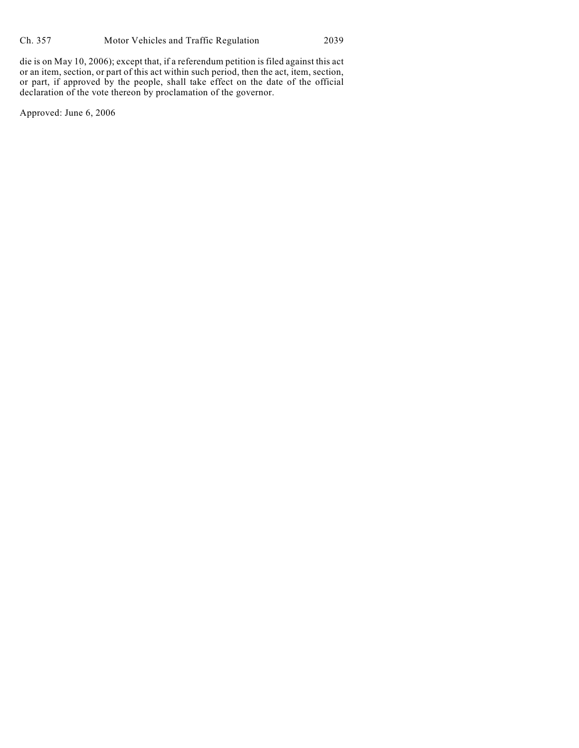die is on May 10, 2006); except that, if a referendum petition is filed against this act or an item, section, or part of this act within such period, then the act, item, section, or part, if approved by the people, shall take effect on the date of the official declaration of the vote thereon by proclamation of the governor.

Approved: June 6, 2006